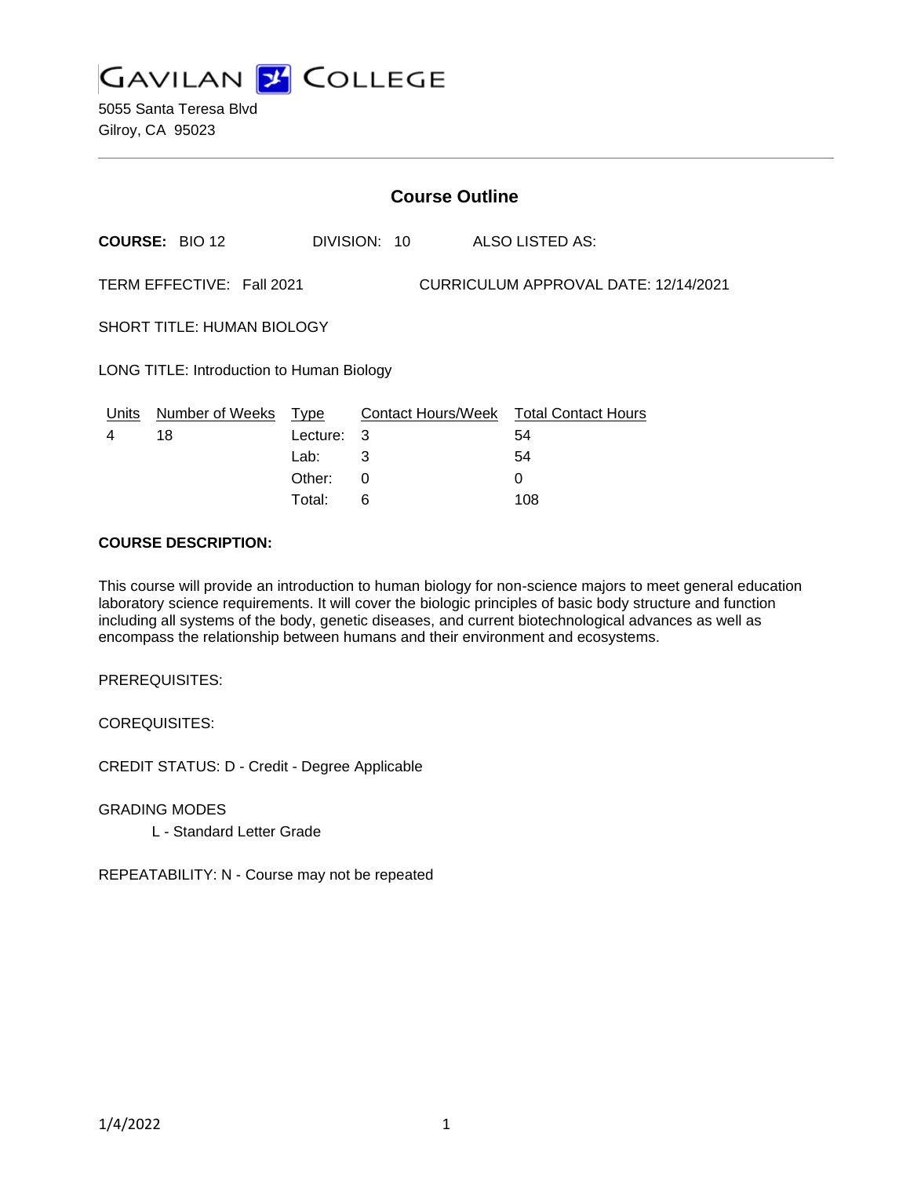# GAVILAN COLLEGE

5055 Santa Teresa Blvd
Gilroy, CA 95023

## Course Outline

**COURSE:** BIO 12 DIVISION: 10 ALSO LISTED AS:

TERM EFFECTIVE: Fall 2021 CURRICULUM APPROVAL DATE: 12/14/2021

SHORT TITLE: HUMAN BIOLOGY

LONG TITLE: Introduction to Human Biology

| Units | Number of Weeks | Type | Contact Hours/Week | Total Contact Hours |
|---|---|---|---|---|
| 4 | 18 | Lecture: | 3 | 54 |
| | | Lab: | 3 | 54 |
| | | Other: | 0 | 0 |
| | | Total: | 6 | 108 |

**COURSE DESCRIPTION:**

This course will provide an introduction to human biology for non-science majors to meet general education laboratory science requirements. It will cover the biologic principles of basic body structure and function including all systems of the body, genetic diseases, and current biotechnological advances as well as encompass the relationship between humans and their environment and ecosystems.

PREREQUISITES:

COREQUISITES:

CREDIT STATUS: D - Credit - Degree Applicable

GRADING MODES

L - Standard Letter Grade

REPEATABILITY: N - Course may not be repeated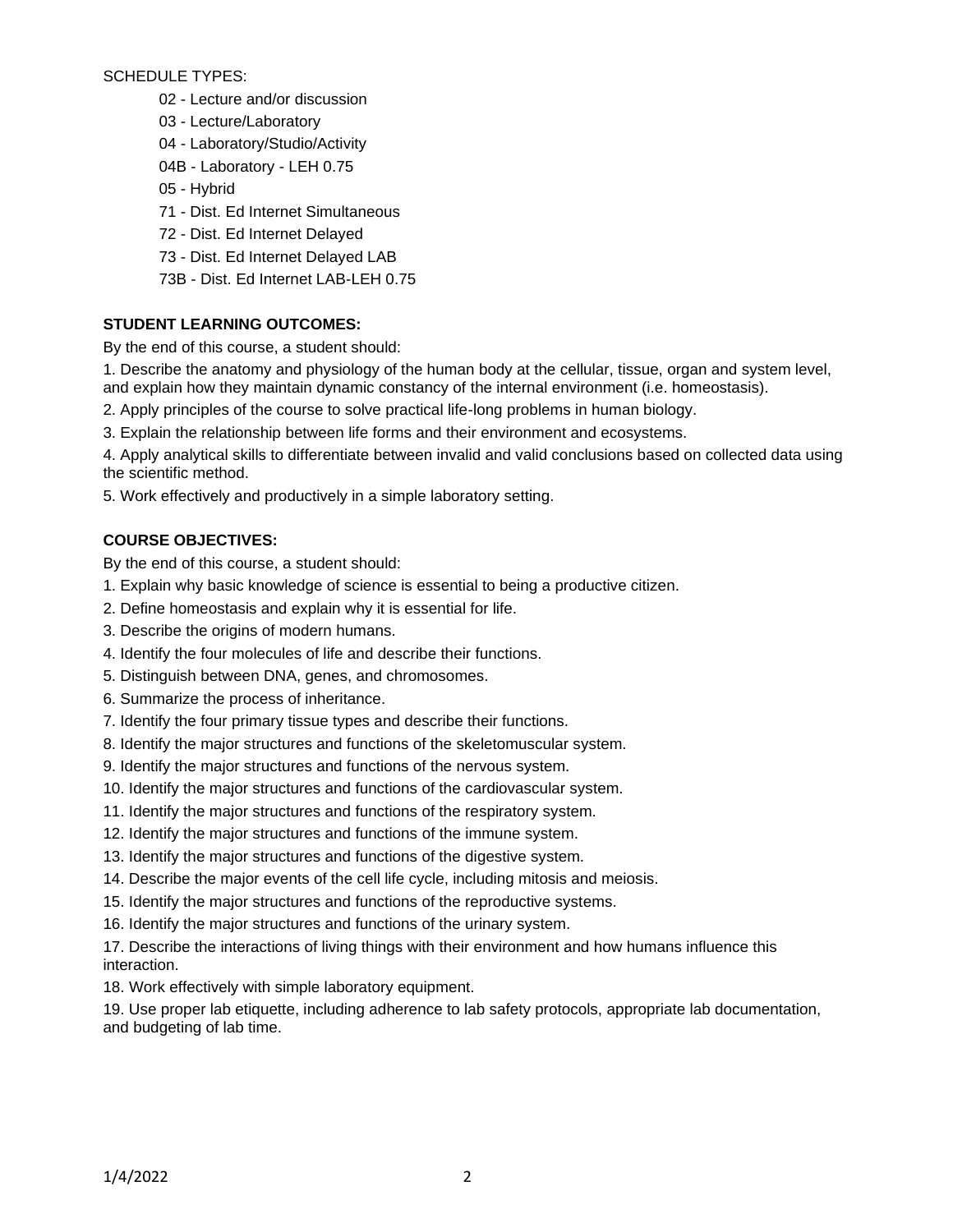SCHEDULE TYPES:

- 02 - Lecture and/or discussion
- 03 - Lecture/Laboratory
- 04 - Laboratory/Studio/Activity
- 04B - Laboratory - LEH 0.75
- 05 - Hybrid
- 71 - Dist. Ed Internet Simultaneous
- 72 - Dist. Ed Internet Delayed
- 73 - Dist. Ed Internet Delayed LAB
- 73B - Dist. Ed Internet LAB-LEH 0.75

**STUDENT LEARNING OUTCOMES:**

By the end of this course, a student should:

1. Describe the anatomy and physiology of the human body at the cellular, tissue, organ and system level, and explain how they maintain dynamic constancy of the internal environment (i.e. homeostasis).
2. Apply principles of the course to solve practical life-long problems in human biology.
3. Explain the relationship between life forms and their environment and ecosystems.
4. Apply analytical skills to differentiate between invalid and valid conclusions based on collected data using the scientific method.
5. Work effectively and productively in a simple laboratory setting.

**COURSE OBJECTIVES:**

By the end of this course, a student should:

1. Explain why basic knowledge of science is essential to being a productive citizen.
2. Define homeostasis and explain why it is essential for life.
3. Describe the origins of modern humans.
4. Identify the four molecules of life and describe their functions.
5. Distinguish between DNA, genes, and chromosomes.
6. Summarize the process of inheritance.
7. Identify the four primary tissue types and describe their functions.
8. Identify the major structures and functions of the skeletomuscular system.
9. Identify the major structures and functions of the nervous system.
10. Identify the major structures and functions of the cardiovascular system.
11. Identify the major structures and functions of the respiratory system.
12. Identify the major structures and functions of the immune system.
13. Identify the major structures and functions of the digestive system.
14. Describe the major events of the cell life cycle, including mitosis and meiosis.
15. Identify the major structures and functions of the reproductive systems.
16. Identify the major structures and functions of the urinary system.
17. Describe the interactions of living things with their environment and how humans influence this interaction.
18. Work effectively with simple laboratory equipment.
19. Use proper lab etiquette, including adherence to lab safety protocols, appropriate lab documentation, and budgeting of lab time.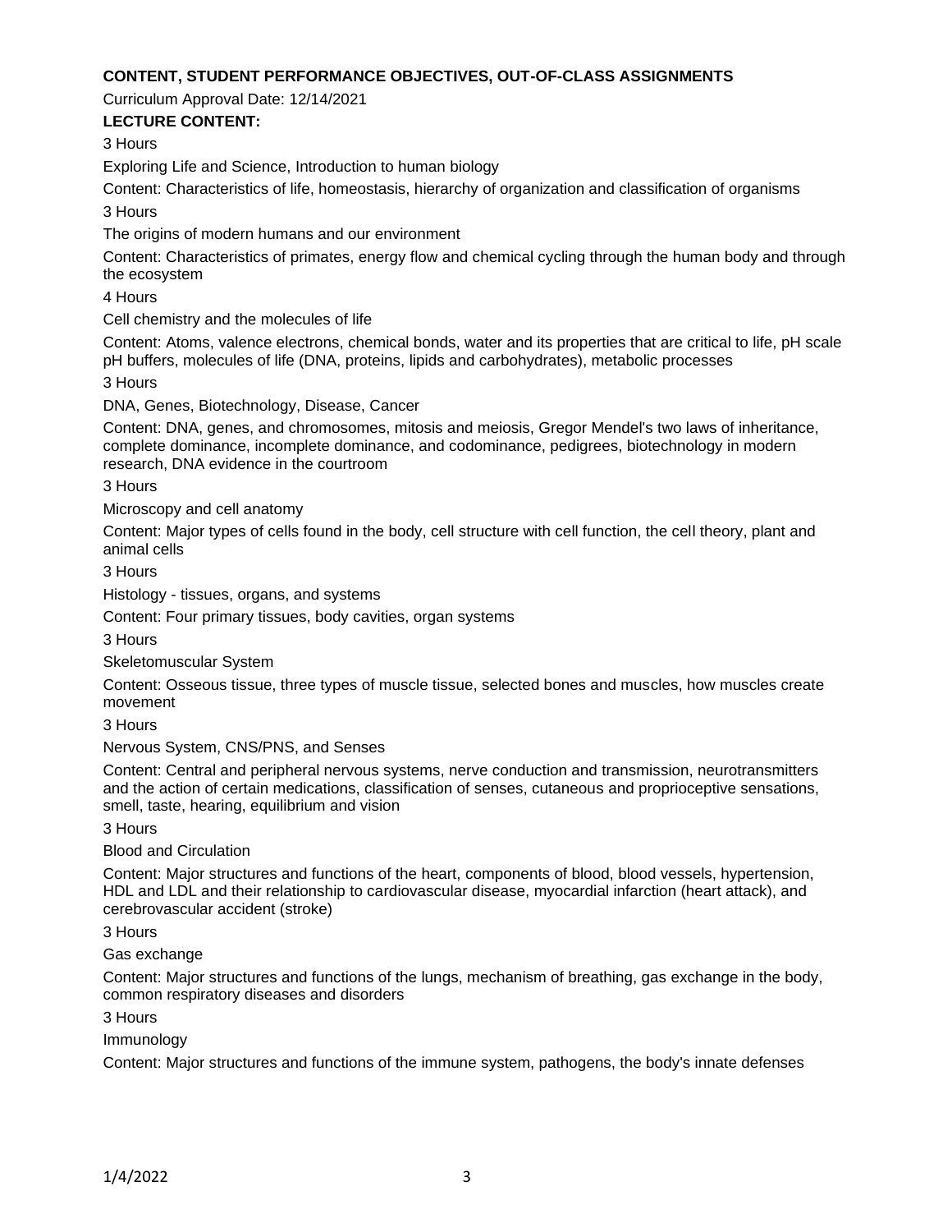**CONTENT, STUDENT PERFORMANCE OBJECTIVES, OUT-OF-CLASS ASSIGNMENTS**

Curriculum Approval Date: 12/14/2021

**LECTURE CONTENT:**

3 Hours

Exploring Life and Science, Introduction to human biology

Content: Characteristics of life, homeostasis, hierarchy of organization and classification of organisms

3 Hours

The origins of modern humans and our environment

Content: Characteristics of primates, energy flow and chemical cycling through the human body and through the ecosystem

4 Hours

Cell chemistry and the molecules of life

Content: Atoms, valence electrons, chemical bonds, water and its properties that are critical to life, pH scale pH buffers, molecules of life (DNA, proteins, lipids and carbohydrates), metabolic processes

3 Hours

DNA, Genes, Biotechnology, Disease, Cancer

Content: DNA, genes, and chromosomes, mitosis and meiosis, Gregor Mendel's two laws of inheritance, complete dominance, incomplete dominance, and codominance, pedigrees, biotechnology in modern research, DNA evidence in the courtroom

3 Hours

Microscopy and cell anatomy

Content: Major types of cells found in the body, cell structure with cell function, the cell theory, plant and animal cells

3 Hours

Histology - tissues, organs, and systems

Content: Four primary tissues, body cavities, organ systems

3 Hours

Skeletomuscular System

Content: Osseous tissue, three types of muscle tissue, selected bones and muscles, how muscles create movement

3 Hours

Nervous System, CNS/PNS, and Senses

Content: Central and peripheral nervous systems, nerve conduction and transmission, neurotransmitters and the action of certain medications, classification of senses, cutaneous and proprioceptive sensations, smell, taste, hearing, equilibrium and vision

3 Hours

Blood and Circulation

Content: Major structures and functions of the heart, components of blood, blood vessels, hypertension, HDL and LDL and their relationship to cardiovascular disease, myocardial infarction (heart attack), and cerebrovascular accident (stroke)

3 Hours

Gas exchange

Content: Major structures and functions of the lungs, mechanism of breathing, gas exchange in the body, common respiratory diseases and disorders

3 Hours

Immunology

Content: Major structures and functions of the immune system, pathogens, the body's innate defenses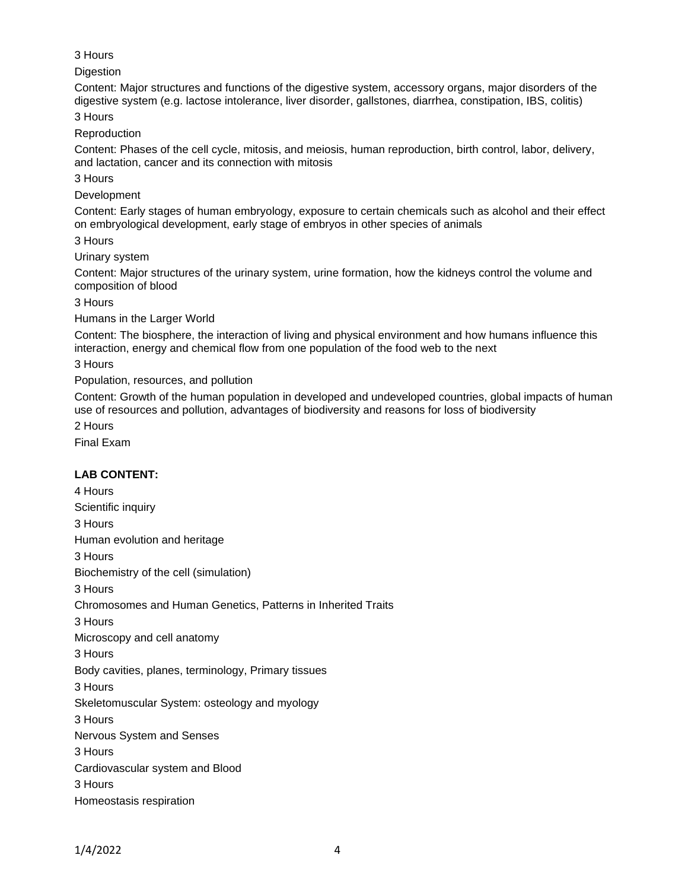3 Hours

Digestion

Content: Major structures and functions of the digestive system, accessory organs, major disorders of the digestive system (e.g. lactose intolerance, liver disorder, gallstones, diarrhea, constipation, IBS, colitis)

3 Hours

Reproduction

Content: Phases of the cell cycle, mitosis, and meiosis, human reproduction, birth control, labor, delivery, and lactation, cancer and its connection with mitosis

3 Hours

Development

Content: Early stages of human embryology, exposure to certain chemicals such as alcohol and their effect on embryological development, early stage of embryos in other species of animals

3 Hours

Urinary system

Content: Major structures of the urinary system, urine formation, how the kidneys control the volume and composition of blood

3 Hours

Humans in the Larger World

Content: The biosphere, the interaction of living and physical environment and how humans influence this interaction, energy and chemical flow from one population of the food web to the next

3 Hours

Population, resources, and pollution

Content: Growth of the human population in developed and undeveloped countries, global impacts of human use of resources and pollution, advantages of biodiversity and reasons for loss of biodiversity

2 Hours

Final Exam

**LAB CONTENT:**

4 Hours

Scientific inquiry

3 Hours

Human evolution and heritage

3 Hours

Biochemistry of the cell (simulation)

3 Hours

Chromosomes and Human Genetics, Patterns in Inherited Traits

3 Hours

Microscopy and cell anatomy

3 Hours

Body cavities, planes, terminology, Primary tissues

3 Hours

Skeletomuscular System: osteology and myology

3 Hours

Nervous System and Senses

3 Hours

Cardiovascular system and Blood

3 Hours

Homeostasis respiration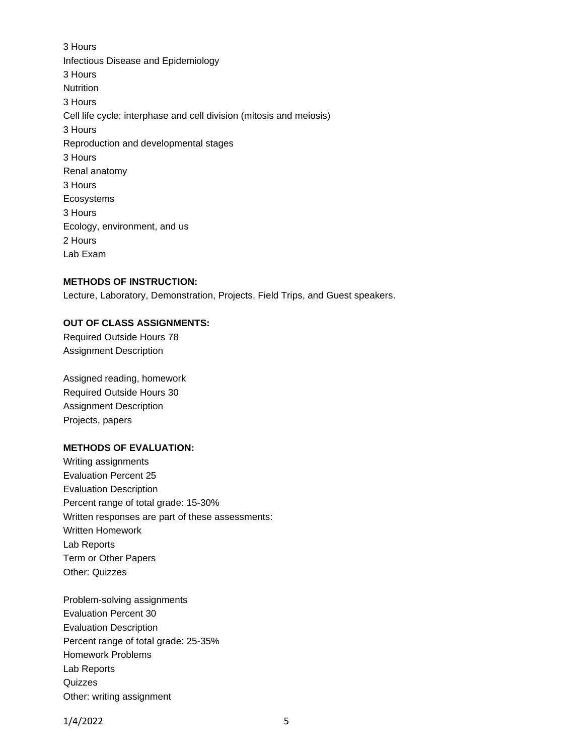3 Hours

Infectious Disease and Epidemiology

3 Hours

Nutrition

3 Hours

Cell life cycle: interphase and cell division (mitosis and meiosis)

3 Hours

Reproduction and developmental stages

3 Hours

Renal anatomy

3 Hours

Ecosystems

3 Hours

Ecology, environment, and us

2 Hours

Lab Exam

**METHODS OF INSTRUCTION:**

Lecture, Laboratory, Demonstration, Projects, Field Trips, and Guest speakers.

**OUT OF CLASS ASSIGNMENTS:**

Required Outside Hours 78

Assignment Description

Assigned reading, homework

Required Outside Hours 30

Assignment Description

Projects, papers

**METHODS OF EVALUATION:**

Writing assignments

Evaluation Percent 25

Evaluation Description

Percent range of total grade: 15-30%

Written responses are part of these assessments:

Written Homework

Lab Reports

Term or Other Papers

Other: Quizzes

Problem-solving assignments

Evaluation Percent 30

Evaluation Description

Percent range of total grade: 25-35%

Homework Problems

Lab Reports

Quizzes

Other: writing assignment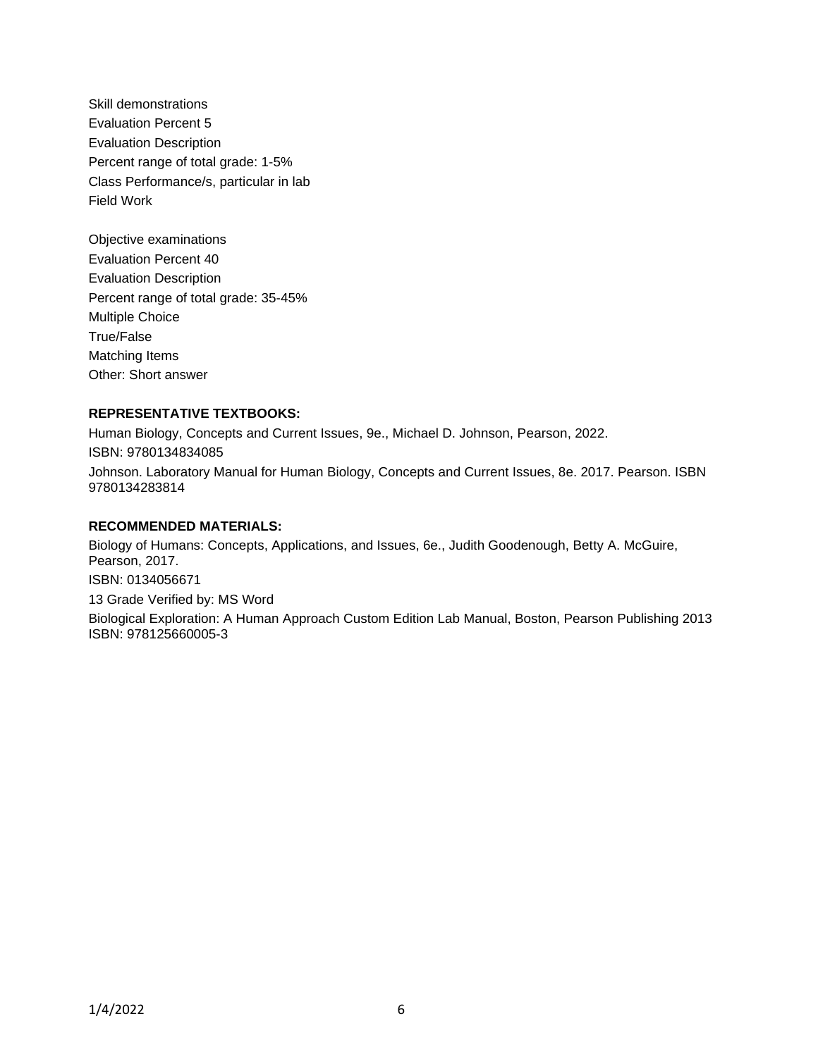Skill demonstrations
Evaluation Percent 5
Evaluation Description
Percent range of total grade: 1-5%
Class Performance/s, particular in lab
Field Work

Objective examinations
Evaluation Percent 40
Evaluation Description
Percent range of total grade: 35-45%
Multiple Choice
True/False
Matching Items
Other: Short answer

**REPRESENTATIVE TEXTBOOKS:**

Human Biology, Concepts and Current Issues, 9e., Michael D. Johnson, Pearson, 2022.
ISBN: 9780134834085

Johnson. Laboratory Manual for Human Biology, Concepts and Current Issues, 8e. 2017. Pearson. ISBN 9780134283814

**RECOMMENDED MATERIALS:**

Biology of Humans: Concepts, Applications, and Issues, 6e., Judith Goodenough, Betty A. McGuire, Pearson, 2017.
ISBN: 0134056671

13 Grade Verified by: MS Word

Biological Exploration: A Human Approach Custom Edition Lab Manual, Boston, Pearson Publishing 2013 ISBN: 978125660005-3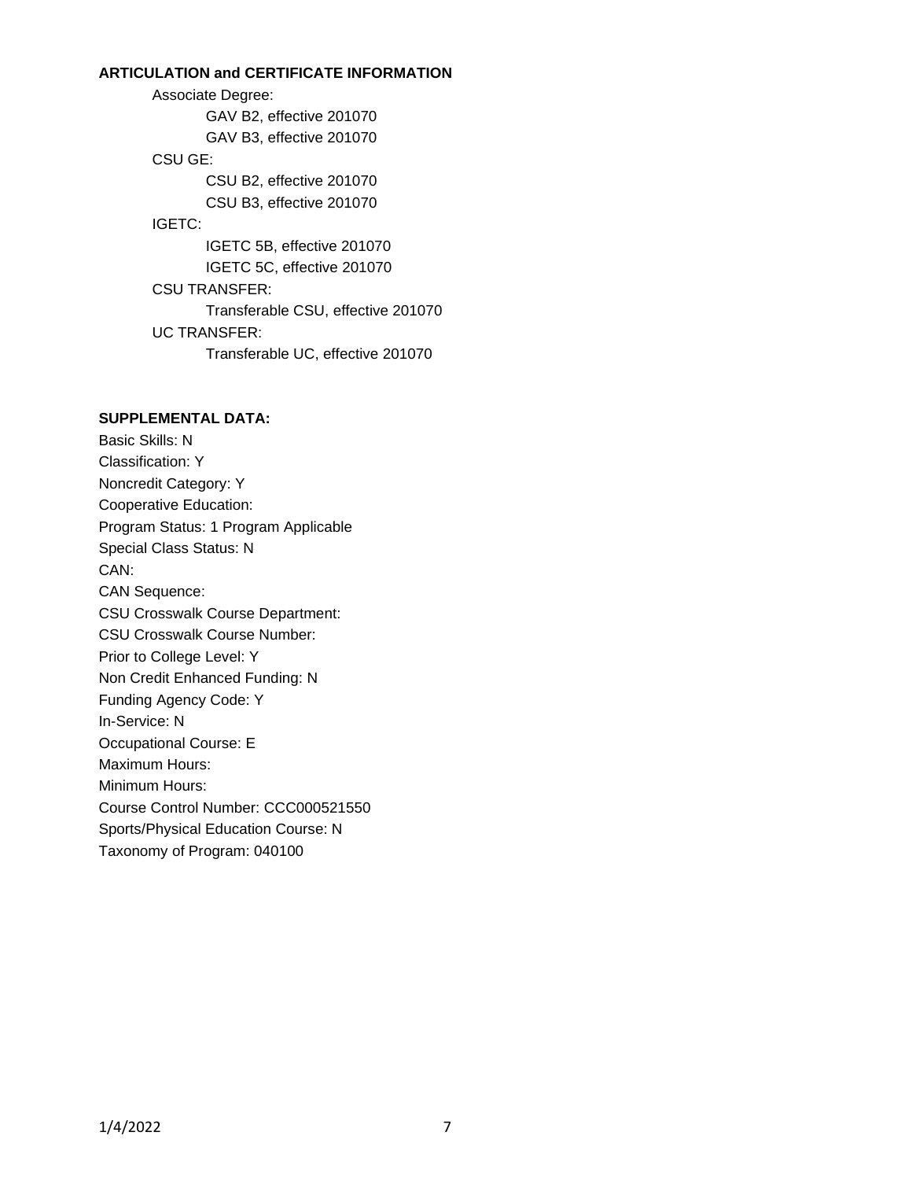**ARTICULATION and CERTIFICATE INFORMATION**

- Associate Degree:
  - GAV B2, effective 201070
  - GAV B3, effective 201070
- CSU GE:
  - CSU B2, effective 201070
  - CSU B3, effective 201070
- IGETC:
  - IGETC 5B, effective 201070
  - IGETC 5C, effective 201070
- CSU TRANSFER:
  - Transferable CSU, effective 201070
- UC TRANSFER:
  - Transferable UC, effective 201070

**SUPPLEMENTAL DATA:**

Basic Skills: N  
Classification: Y  
Noncredit Category: Y  
Cooperative Education:  
Program Status: 1 Program Applicable  
Special Class Status: N  
CAN:  
CAN Sequence:  
CSU Crosswalk Course Department:  
CSU Crosswalk Course Number:  
Prior to College Level: Y  
Non Credit Enhanced Funding: N  
Funding Agency Code: Y  
In-Service: N  
Occupational Course: E  
Maximum Hours:  
Minimum Hours:  
Course Control Number: CCC000521550  
Sports/Physical Education Course: N  
Taxonomy of Program: 040100